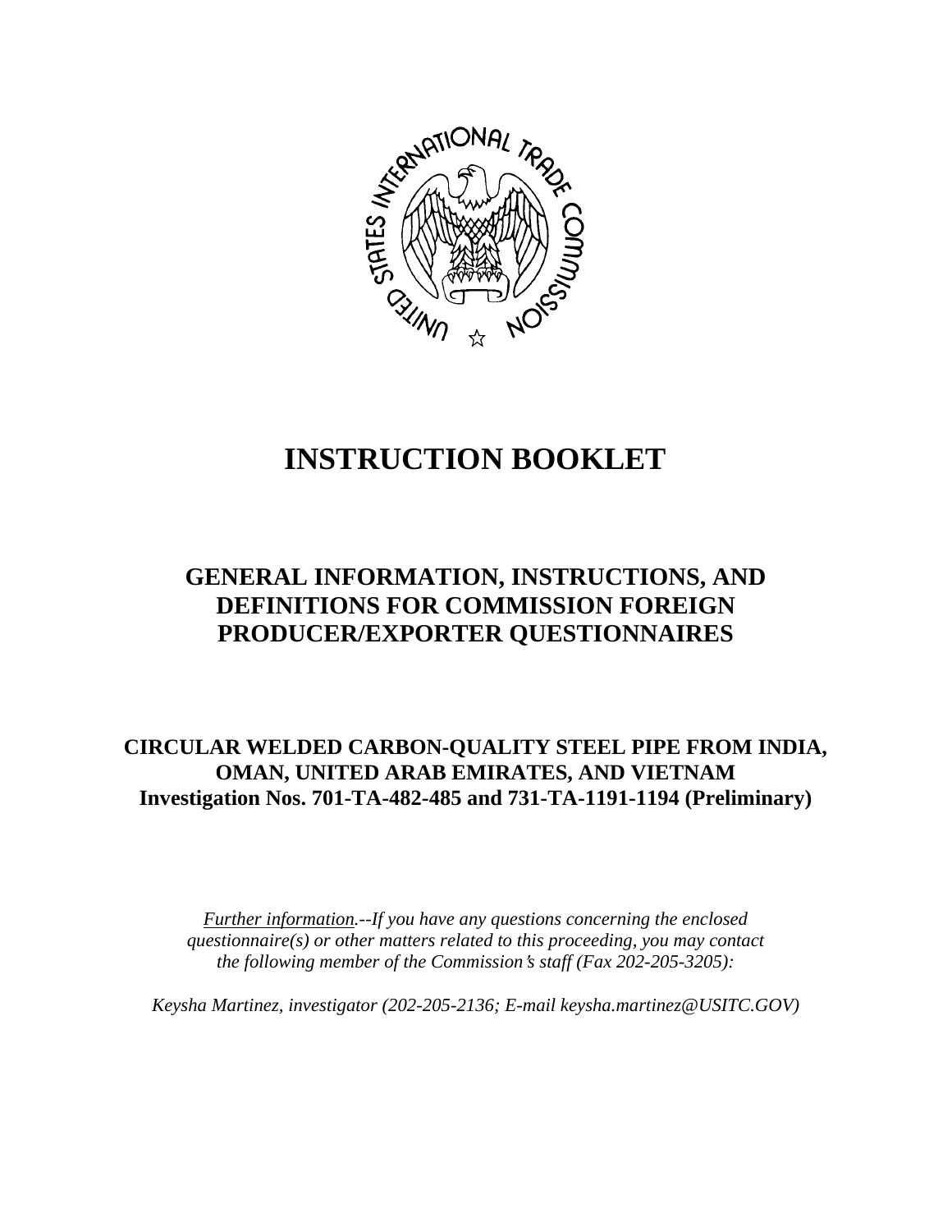# INSTRUCTION BOOKLET

## GENERAL INFORMATION, INSTRUCTIONS, AND DEFINITIONS FOR COMMISSION FOREIGN PRODUCER/EXPORTER QUESTIONNAIRES

### CIRCULAR WELDED CARBON-QUALITY STEEL PIPE FROM INDIA, OMAN, UNITED ARAB EMIRATES, AND VIETNAM
### Investigation Nos. 701-TA-482-485 and 731-TA-1191-1194 (Preliminary)

*Further information.--If you have any questions concerning the enclosed questionnaire(s) or other matters related to this proceeding, you may contact the following member of the Commission's staff (Fax 202-205-3205):*

*Keysha Martinez, investigator (202-205-2136; E-mail keysha.martinez@USITC.GOV)*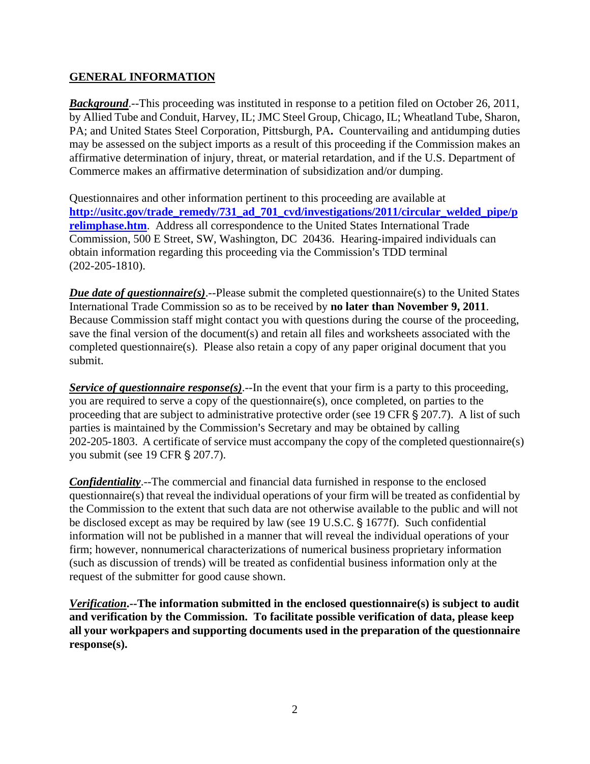## GENERAL INFORMATION

***Background***.--This proceeding was instituted in response to a petition filed on October 26, 2011, by Allied Tube and Conduit, Harvey, IL; JMC Steel Group, Chicago, IL; Wheatland Tube, Sharon, PA; and United States Steel Corporation, Pittsburgh, PA**.** Countervailing and antidumping duties may be assessed on the subject imports as a result of this proceeding if the Commission makes an affirmative determination of injury, threat, or material retardation, and if the U.S. Department of Commerce makes an affirmative determination of subsidization and/or dumping.

Questionnaires and other information pertinent to this proceeding are available at **http://usitc.gov/trade_remedy/731_ad_701_cvd/investigations/2011/circular_welded_pipe/prelimphase.htm**. Address all correspondence to the United States International Trade Commission, 500 E Street, SW, Washington, DC 20436. Hearing-impaired individuals can obtain information regarding this proceeding via the Commission's TDD terminal (202-205-1810).

***Due date of questionnaire(s)***.--Please submit the completed questionnaire(s) to the United States International Trade Commission so as to be received by **no later than November 9, 2011**. Because Commission staff might contact you with questions during the course of the proceeding, save the final version of the document(s) and retain all files and worksheets associated with the completed questionnaire(s). Please also retain a copy of any paper original document that you submit.

***Service of questionnaire response(s)***.--In the event that your firm is a party to this proceeding, you are required to serve a copy of the questionnaire(s), once completed, on parties to the proceeding that are subject to administrative protective order (see 19 CFR § 207.7). A list of such parties is maintained by the Commission's Secretary and may be obtained by calling 202-205-1803. A certificate of service must accompany the copy of the completed questionnaire(s) you submit (see 19 CFR § 207.7).

***Confidentiality***.--The commercial and financial data furnished in response to the enclosed questionnaire(s) that reveal the individual operations of your firm will be treated as confidential by the Commission to the extent that such data are not otherwise available to the public and will not be disclosed except as may be required by law (see 19 U.S.C. § 1677f). Such confidential information will not be published in a manner that will reveal the individual operations of your firm; however, nonnumerical characterizations of numerical business proprietary information (such as discussion of trends) will be treated as confidential business information only at the request of the submitter for good cause shown.

***Verification*.--The information submitted in the enclosed questionnaire(s) is subject to audit and verification by the Commission. To facilitate possible verification of data, please keep all your workpapers and supporting documents used in the preparation of the questionnaire response(s).**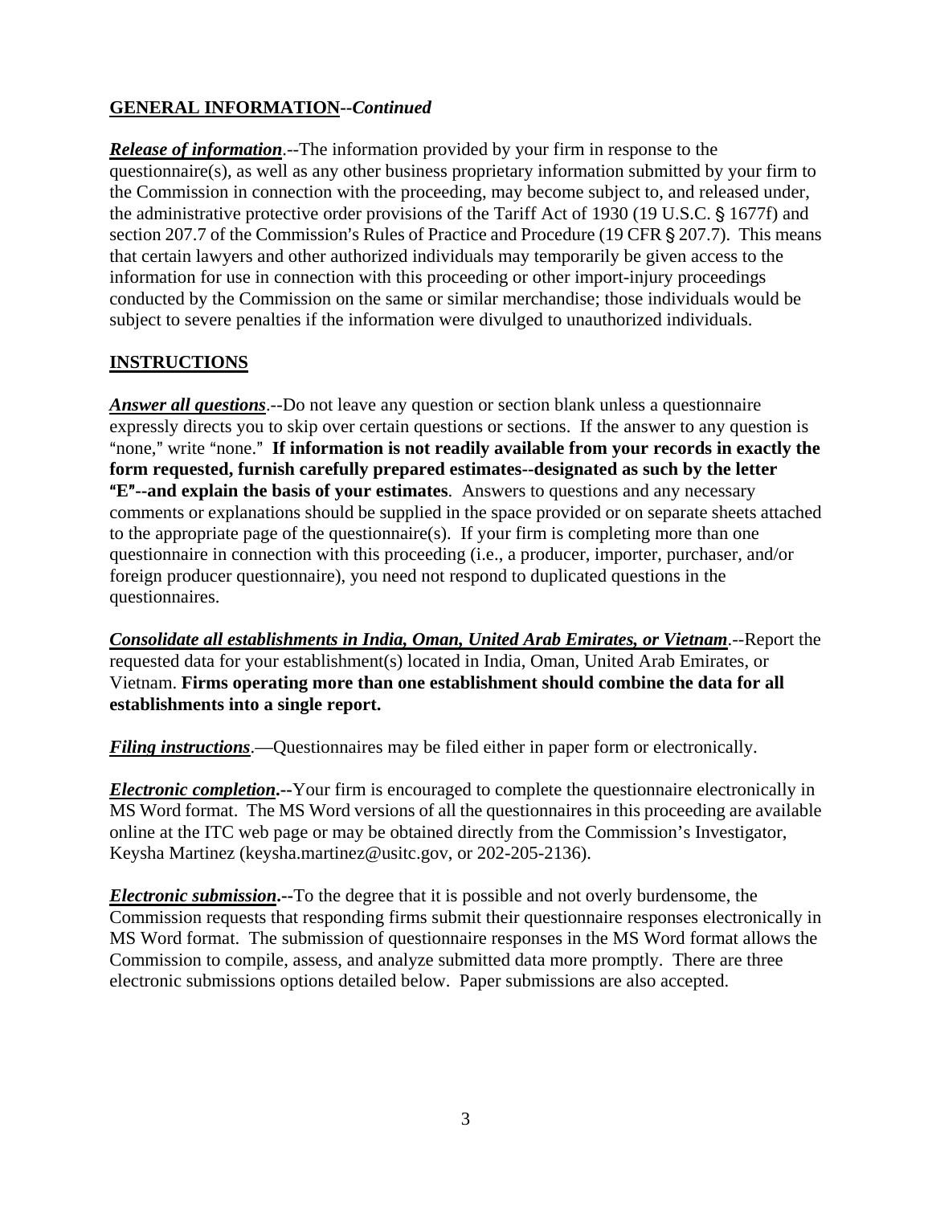**GENERAL INFORMATION--*Continued***

***Release of information***.--The information provided by your firm in response to the questionnaire(s), as well as any other business proprietary information submitted by your firm to the Commission in connection with the proceeding, may become subject to, and released under, the administrative protective order provisions of the Tariff Act of 1930 (19 U.S.C. § 1677f) and section 207.7 of the Commission's Rules of Practice and Procedure (19 CFR § 207.7). This means that certain lawyers and other authorized individuals may temporarily be given access to the information for use in connection with this proceeding or other import-injury proceedings conducted by the Commission on the same or similar merchandise; those individuals would be subject to severe penalties if the information were divulged to unauthorized individuals.

**INSTRUCTIONS**

***Answer all questions***.--Do not leave any question or section blank unless a questionnaire expressly directs you to skip over certain questions or sections. If the answer to any question is "none," write "none." **If information is not readily available from your records in exactly the form requested, furnish carefully prepared estimates--designated as such by the letter "E"--and explain the basis of your estimates**. Answers to questions and any necessary comments or explanations should be supplied in the space provided or on separate sheets attached to the appropriate page of the questionnaire(s). If your firm is completing more than one questionnaire in connection with this proceeding (i.e., a producer, importer, purchaser, and/or foreign producer questionnaire), you need not respond to duplicated questions in the questionnaires.

***Consolidate all establishments in India, Oman, United Arab Emirates, or Vietnam***.--Report the requested data for your establishment(s) located in India, Oman, United Arab Emirates, or Vietnam. **Firms operating more than one establishment should combine the data for all establishments into a single report.**

***Filing instructions***.—Questionnaires may be filed either in paper form or electronically.

***Electronic completion*.--**Your firm is encouraged to complete the questionnaire electronically in MS Word format. The MS Word versions of all the questionnaires in this proceeding are available online at the ITC web page or may be obtained directly from the Commission's Investigator, Keysha Martinez (keysha.martinez@usitc.gov, or 202-205-2136).

***Electronic submission*.--**To the degree that it is possible and not overly burdensome, the Commission requests that responding firms submit their questionnaire responses electronically in MS Word format. The submission of questionnaire responses in the MS Word format allows the Commission to compile, assess, and analyze submitted data more promptly. There are three electronic submissions options detailed below. Paper submissions are also accepted.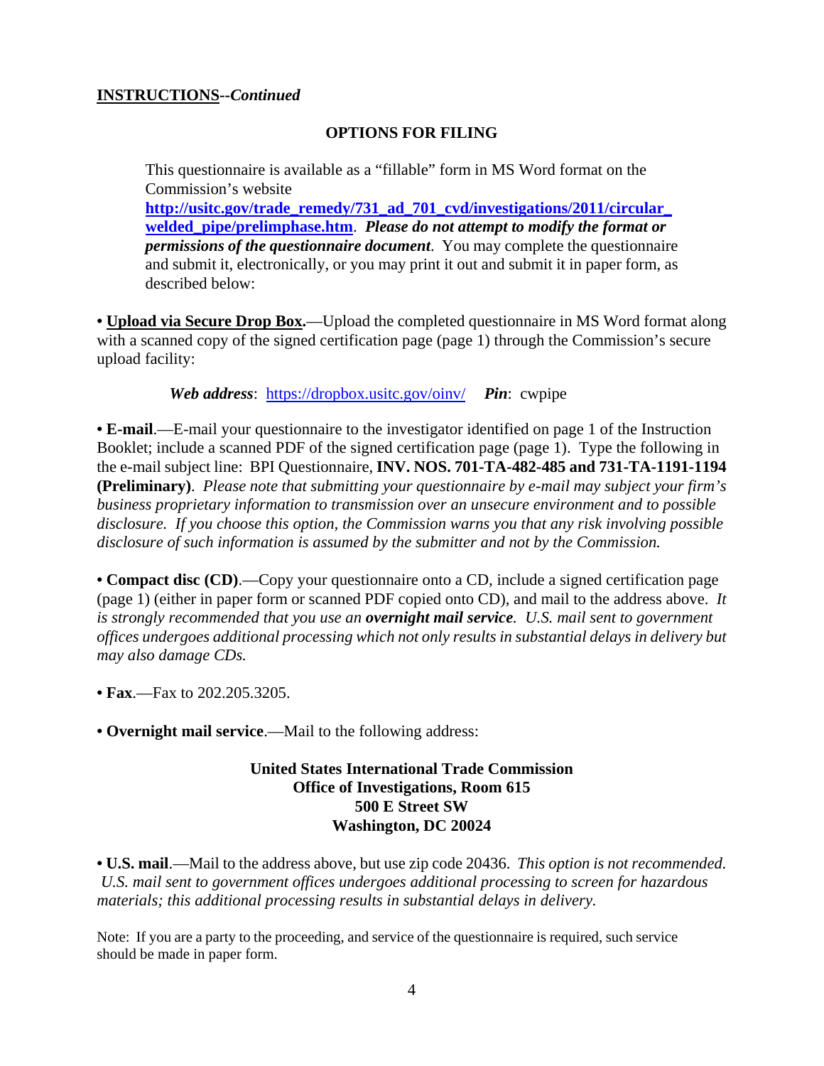**INSTRUCTIONS--*Continued***

## OPTIONS FOR FILING

This questionnaire is available as a "fillable" form in MS Word format on the Commission's website **http://usitc.gov/trade_remedy/731_ad_701_cvd/investigations/2011/circular_welded_pipe/prelimphase.htm**. ***Please do not attempt to modify the format or permissions of the questionnaire document***. You may complete the questionnaire and submit it, electronically, or you may print it out and submit it in paper form, as described below:

• **Upload via Secure Drop Box.**—Upload the completed questionnaire in MS Word format along with a scanned copy of the signed certification page (page 1) through the Commission's secure upload facility:

> ***Web address***: https://dropbox.usitc.gov/oinv/ ***Pin***: cwpipe

• **E-mail**.—E-mail your questionnaire to the investigator identified on page 1 of the Instruction Booklet; include a scanned PDF of the signed certification page (page 1). Type the following in the e-mail subject line: BPI Questionnaire, **INV. NOS. 701-TA-482-485 and 731-TA-1191-1194 (Preliminary)**. *Please note that submitting your questionnaire by e-mail may subject your firm's business proprietary information to transmission over an unsecure environment and to possible disclosure. If you choose this option, the Commission warns you that any risk involving possible disclosure of such information is assumed by the submitter and not by the Commission.*

• **Compact disc (CD)**.—Copy your questionnaire onto a CD, include a signed certification page (page 1) (either in paper form or scanned PDF copied onto CD), and mail to the address above. *It is strongly recommended that you use an **overnight mail service**. U.S. mail sent to government offices undergoes additional processing which not only results in substantial delays in delivery but may also damage CDs.*

• **Fax**.—Fax to 202.205.3205.

• **Overnight mail service**.—Mail to the following address:

**United States International Trade Commission**
**Office of Investigations, Room 615**
**500 E Street SW**
**Washington, DC 20024**

• **U.S. mail**.—Mail to the address above, but use zip code 20436. *This option is not recommended. U.S. mail sent to government offices undergoes additional processing to screen for hazardous materials; this additional processing results in substantial delays in delivery.*

Note: If you are a party to the proceeding, and service of the questionnaire is required, such service should be made in paper form.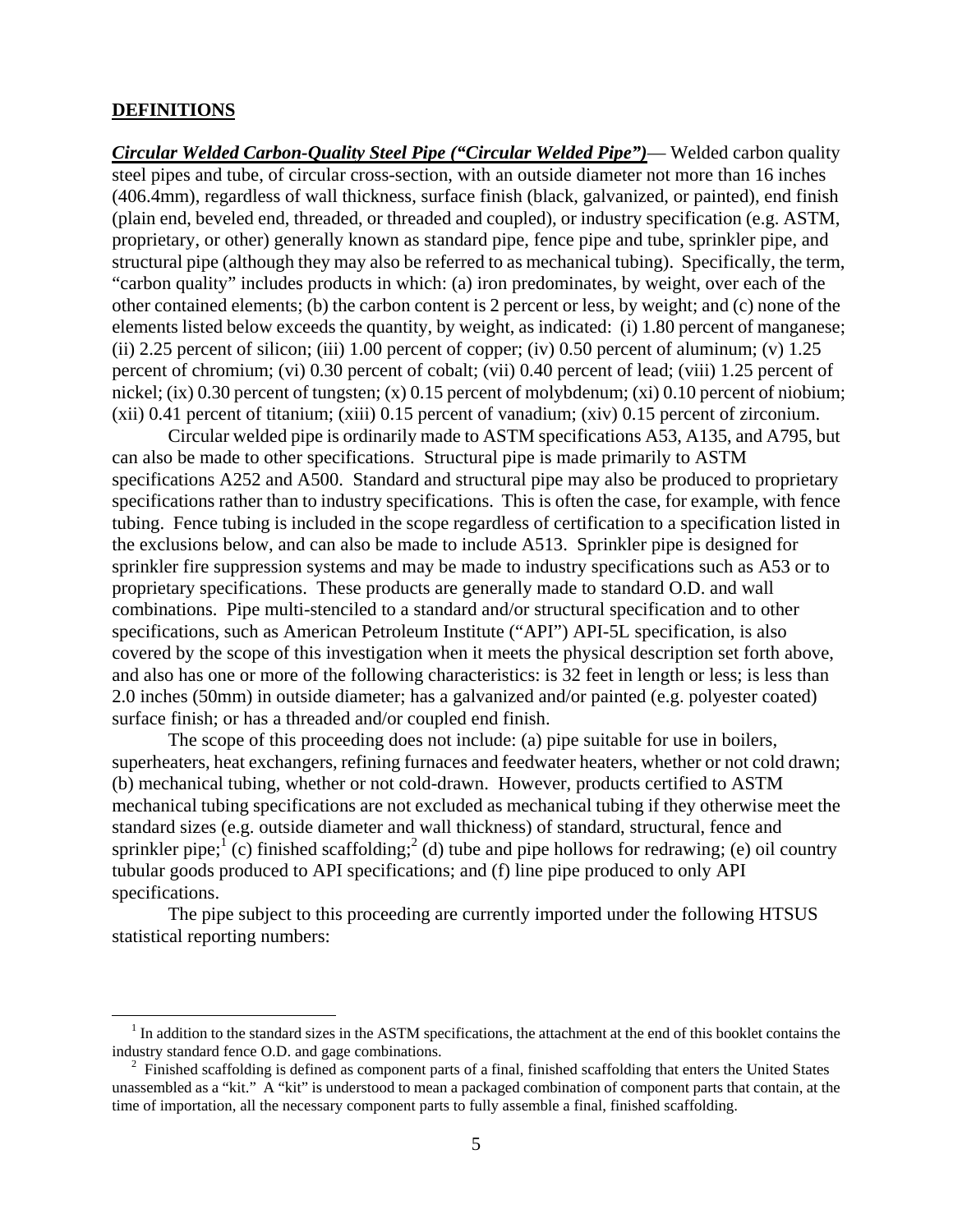## DEFINITIONS

***Circular Welded Carbon-Quality Steel Pipe ("Circular Welded Pipe")*** — Welded carbon quality steel pipes and tube, of circular cross-section, with an outside diameter not more than 16 inches (406.4mm), regardless of wall thickness, surface finish (black, galvanized, or painted), end finish (plain end, beveled end, threaded, or threaded and coupled), or industry specification (e.g. ASTM, proprietary, or other) generally known as standard pipe, fence pipe and tube, sprinkler pipe, and structural pipe (although they may also be referred to as mechanical tubing). Specifically, the term, "carbon quality" includes products in which: (a) iron predominates, by weight, over each of the other contained elements; (b) the carbon content is 2 percent or less, by weight; and (c) none of the elements listed below exceeds the quantity, by weight, as indicated: (i) 1.80 percent of manganese; (ii) 2.25 percent of silicon; (iii) 1.00 percent of copper; (iv) 0.50 percent of aluminum; (v) 1.25 percent of chromium; (vi) 0.30 percent of cobalt; (vii) 0.40 percent of lead; (viii) 1.25 percent of nickel; (ix) 0.30 percent of tungsten; (x) 0.15 percent of molybdenum; (xi) 0.10 percent of niobium; (xii) 0.41 percent of titanium; (xiii) 0.15 percent of vanadium; (xiv) 0.15 percent of zirconium.

Circular welded pipe is ordinarily made to ASTM specifications A53, A135, and A795, but can also be made to other specifications. Structural pipe is made primarily to ASTM specifications A252 and A500. Standard and structural pipe may also be produced to proprietary specifications rather than to industry specifications. This is often the case, for example, with fence tubing. Fence tubing is included in the scope regardless of certification to a specification listed in the exclusions below, and can also be made to include A513. Sprinkler pipe is designed for sprinkler fire suppression systems and may be made to industry specifications such as A53 or to proprietary specifications. These products are generally made to standard O.D. and wall combinations. Pipe multi-stenciled to a standard and/or structural specification and to other specifications, such as American Petroleum Institute ("API") API-5L specification, is also covered by the scope of this investigation when it meets the physical description set forth above, and also has one or more of the following characteristics: is 32 feet in length or less; is less than 2.0 inches (50mm) in outside diameter; has a galvanized and/or painted (e.g. polyester coated) surface finish; or has a threaded and/or coupled end finish.

The scope of this proceeding does not include: (a) pipe suitable for use in boilers, superheaters, heat exchangers, refining furnaces and feedwater heaters, whether or not cold drawn; (b) mechanical tubing, whether or not cold-drawn. However, products certified to ASTM mechanical tubing specifications are not excluded as mechanical tubing if they otherwise meet the standard sizes (e.g. outside diameter and wall thickness) of standard, structural, fence and sprinkler pipe;[1] (c) finished scaffolding;[2] (d) tube and pipe hollows for redrawing; (e) oil country tubular goods produced to API specifications; and (f) line pipe produced to only API specifications.

The pipe subject to this proceeding are currently imported under the following HTSUS statistical reporting numbers:

---

[1] In addition to the standard sizes in the ASTM specifications, the attachment at the end of this booklet contains the industry standard fence O.D. and gage combinations.

[2] Finished scaffolding is defined as component parts of a final, finished scaffolding that enters the United States unassembled as a "kit." A "kit" is understood to mean a packaged combination of component parts that contain, at the time of importation, all the necessary component parts to fully assemble a final, finished scaffolding.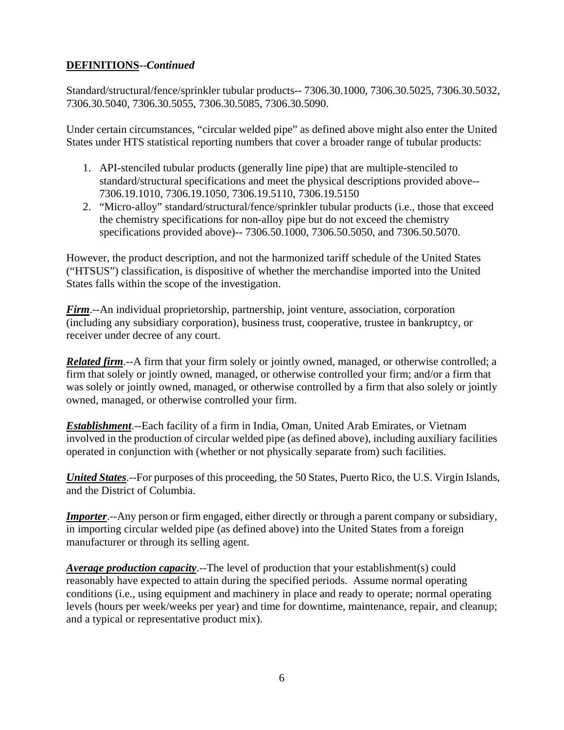**DEFINITIONS**--***Continued***

Standard/structural/fence/sprinkler tubular products-- 7306.30.1000, 7306.30.5025, 7306.30.5032, 7306.30.5040, 7306.30.5055, 7306.30.5085, 7306.30.5090.

Under certain circumstances, "circular welded pipe" as defined above might also enter the United States under HTS statistical reporting numbers that cover a broader range of tubular products:

1. API-stenciled tubular products (generally line pipe) that are multiple-stenciled to standard/structural specifications and meet the physical descriptions provided above-- 7306.19.1010, 7306.19.1050, 7306.19.5110, 7306.19.5150
2. "Micro-alloy" standard/structural/fence/sprinkler tubular products (i.e., those that exceed the chemistry specifications for non-alloy pipe but do not exceed the chemistry specifications provided above)-- 7306.50.1000, 7306.50.5050, and 7306.50.5070.

However, the product description, and not the harmonized tariff schedule of the United States ("HTSUS") classification, is dispositive of whether the merchandise imported into the United States falls within the scope of the investigation.

***Firm***.--An individual proprietorship, partnership, joint venture, association, corporation (including any subsidiary corporation), business trust, cooperative, trustee in bankruptcy, or receiver under decree of any court.

***Related firm***.--A firm that your firm solely or jointly owned, managed, or otherwise controlled; a firm that solely or jointly owned, managed, or otherwise controlled your firm; and/or a firm that was solely or jointly owned, managed, or otherwise controlled by a firm that also solely or jointly owned, managed, or otherwise controlled your firm.

***Establishment***.--Each facility of a firm in India, Oman, United Arab Emirates, or Vietnam involved in the production of circular welded pipe (as defined above), including auxiliary facilities operated in conjunction with (whether or not physically separate from) such facilities.

***United States***.--For purposes of this proceeding, the 50 States, Puerto Rico, the U.S. Virgin Islands, and the District of Columbia.

***Importer***.--Any person or firm engaged, either directly or through a parent company or subsidiary, in importing circular welded pipe (as defined above) into the United States from a foreign manufacturer or through its selling agent.

***Average production capacity***.--The level of production that your establishment(s) could reasonably have expected to attain during the specified periods. Assume normal operating conditions (i.e., using equipment and machinery in place and ready to operate; normal operating levels (hours per week/weeks per year) and time for downtime, maintenance, repair, and cleanup; and a typical or representative product mix).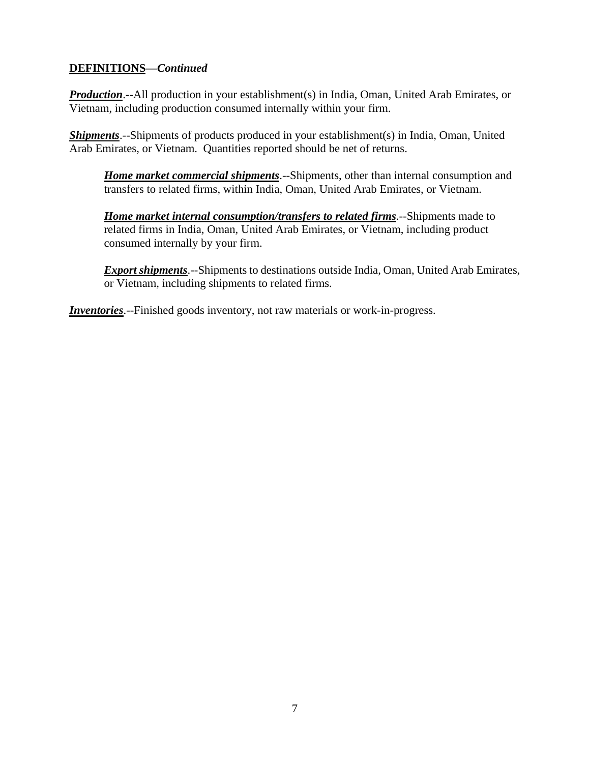**DEFINITIONS—*Continued***

***Production***.--All production in your establishment(s) in India, Oman, United Arab Emirates, or Vietnam, including production consumed internally within your firm.

***Shipments***.--Shipments of products produced in your establishment(s) in India, Oman, United Arab Emirates, or Vietnam. Quantities reported should be net of returns.

> ***Home market commercial shipments***.--Shipments, other than internal consumption and transfers to related firms, within India, Oman, United Arab Emirates, or Vietnam.
>
> ***Home market internal consumption/transfers to related firms***.--Shipments made to related firms in India, Oman, United Arab Emirates, or Vietnam, including product consumed internally by your firm.
>
> ***Export shipments***.--Shipments to destinations outside India, Oman, United Arab Emirates, or Vietnam, including shipments to related firms.

***Inventories***.--Finished goods inventory, not raw materials or work-in-progress.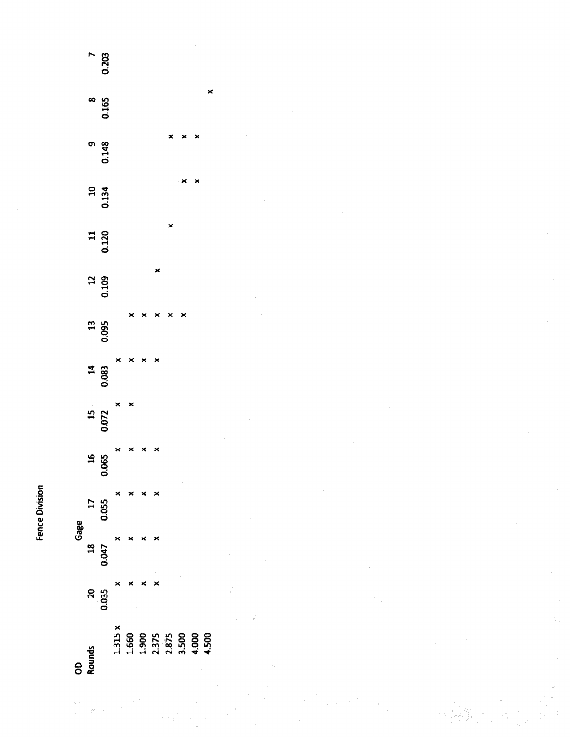Fence Division

| OD Rounds | Gage 20 | 18 | 17 | 16 | 15 | 14 | 13 | 12 | 11 | 10 | 9 | 8 | 7 |
|---|---|---|---|---|---|---|---|---|---|---|---|---|---|
| | 0.035 | 0.047 | 0.055 | 0.065 | 0.072 | 0.083 | 0.095 | 0.109 | 0.120 | 0.134 | 0.148 | 0.165 | 0.203 |
| 1.315 x | x | x | x | x | x | x | | | | | | | |
| 1.660 | x | x | x | x | x | x | x | | | | | | |
| 1.900 | x | x | x | x | | x | x | | | | | | |
| 2.375 | x | x | x | x | | x | x | x | | | | | |
| 2.875 | | | | | | | x | | x | | x | | |
| 3.500 | | | | | | | x | | | x | x | | |
| 4.000 | | | | | | | | | | x | x | | |
| 4.500 | | | | | | | | | | | | x | |